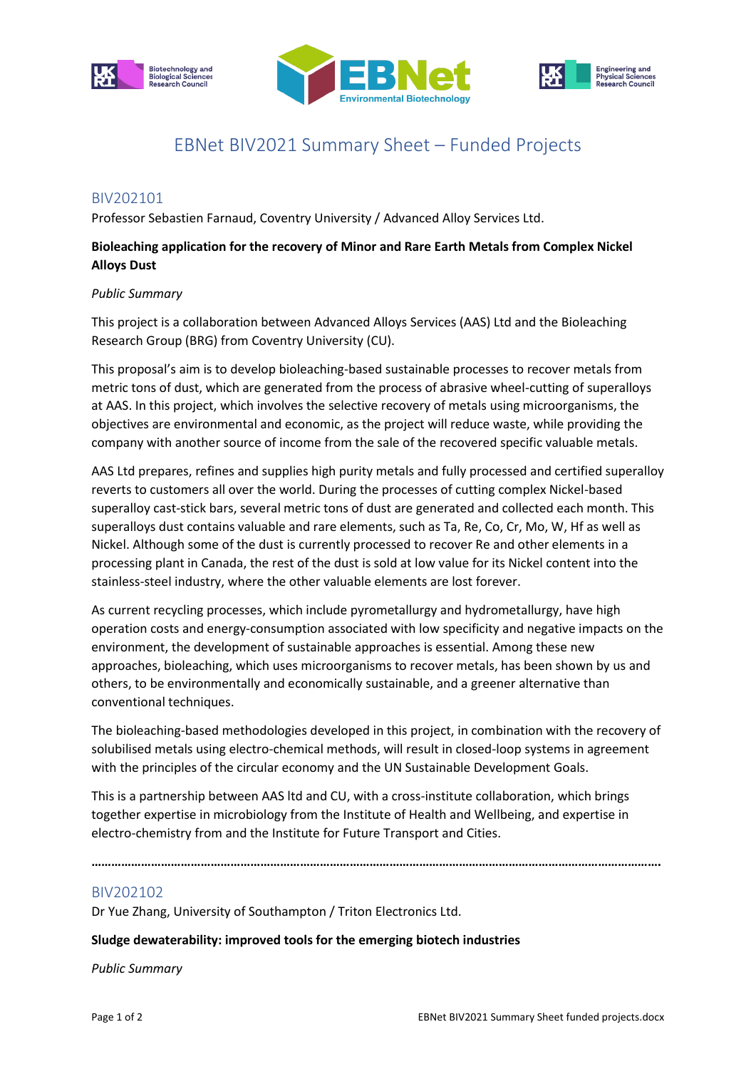# EBNet BIV2021 Summary Sheet – Funded Projects

## BIV202101

Professor Sebastien Farnaud, Coventry University / Advanced Alloy Services Ltd.

**Bioleaching application for the recovery of Minor and Rare Earth Metals from Complex Nickel Alloys Dust**

*Public Summary*

This project is a collaboration between Advanced Alloys Services (AAS) Ltd and the Bioleaching Research Group (BRG) from Coventry University (CU).

This proposal's aim is to develop bioleaching-based sustainable processes to recover metals from metric tons of dust, which are generated from the process of abrasive wheel-cutting of superalloys at AAS. In this project, which involves the selective recovery of metals using microorganisms, the objectives are environmental and economic, as the project will reduce waste, while providing the company with another source of income from the sale of the recovered specific valuable metals.

AAS Ltd prepares, refines and supplies high purity metals and fully processed and certified superalloy reverts to customers all over the world. During the processes of cutting complex Nickel-based superalloy cast-stick bars, several metric tons of dust are generated and collected each month. This superalloys dust contains valuable and rare elements, such as Ta, Re, Co, Cr, Mo, W, Hf as well as Nickel. Although some of the dust is currently processed to recover Re and other elements in a processing plant in Canada, the rest of the dust is sold at low value for its Nickel content into the stainless-steel industry, where the other valuable elements are lost forever.

As current recycling processes, which include pyrometallurgy and hydrometallurgy, have high operation costs and energy-consumption associated with low specificity and negative impacts on the environment, the development of sustainable approaches is essential. Among these new approaches, bioleaching, which uses microorganisms to recover metals, has been shown by us and others, to be environmentally and economically sustainable, and a greener alternative than conventional techniques.

The bioleaching-based methodologies developed in this project, in combination with the recovery of solubilised metals using electro-chemical methods, will result in closed-loop systems in agreement with the principles of the circular economy and the UN Sustainable Development Goals.

This is a partnership between AAS ltd and CU, with a cross-institute collaboration, which brings together expertise in microbiology from the Institute of Health and Wellbeing, and expertise in electro-chemistry from and the Institute for Future Transport and Cities.

**…………………………………………………………………………………………………………………………………………………….**

## BIV202102

Dr Yue Zhang, University of Southampton / Triton Electronics Ltd.

**Sludge dewaterability: improved tools for the emerging biotech industries**

*Public Summary*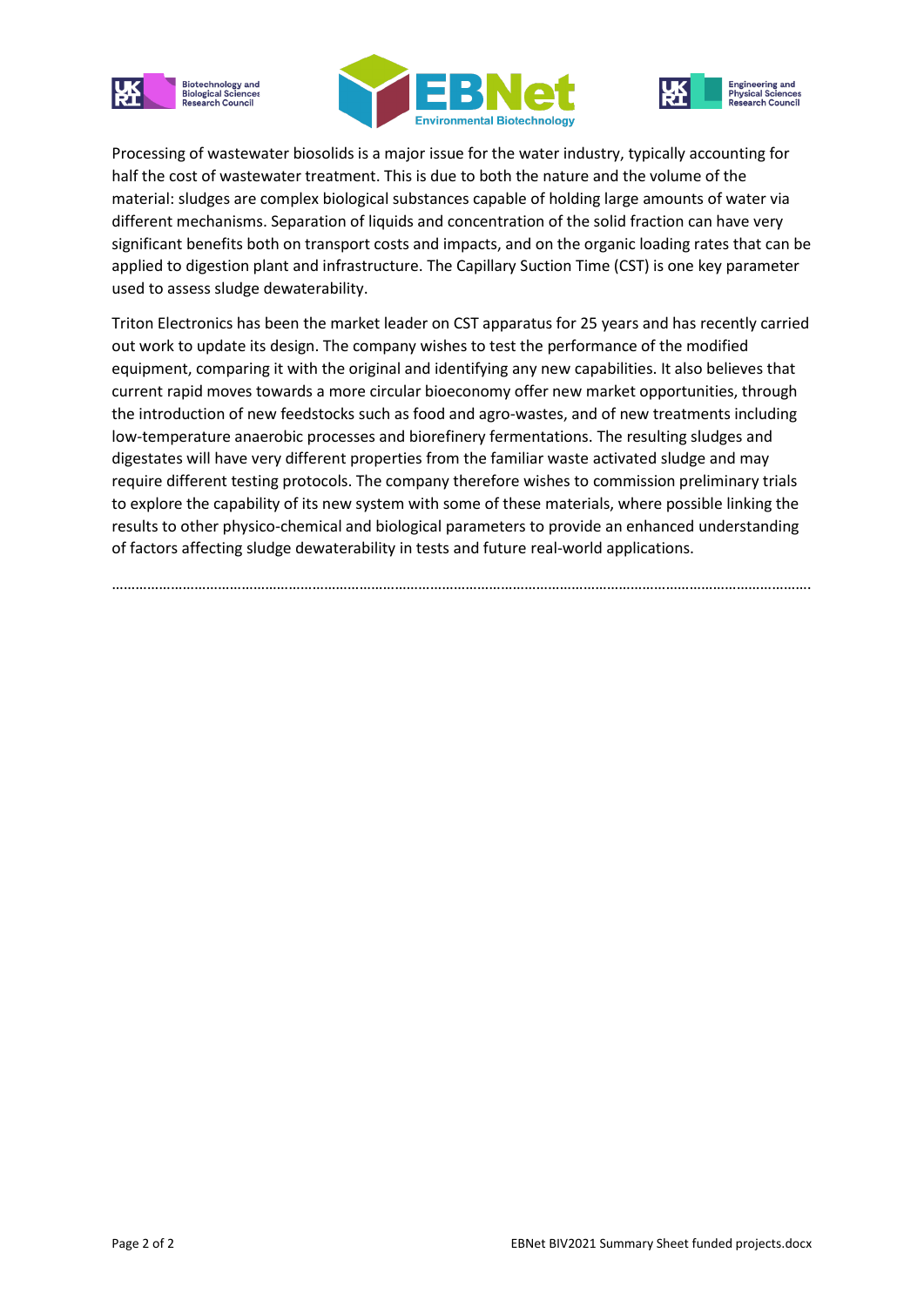Processing of wastewater biosolids is a major issue for the water industry, typically accounting for half the cost of wastewater treatment. This is due to both the nature and the volume of the material: sludges are complex biological substances capable of holding large amounts of water via different mechanisms. Separation of liquids and concentration of the solid fraction can have very significant benefits both on transport costs and impacts, and on the organic loading rates that can be applied to digestion plant and infrastructure. The Capillary Suction Time (CST) is one key parameter used to assess sludge dewaterability.

Triton Electronics has been the market leader on CST apparatus for 25 years and has recently carried out work to update its design. The company wishes to test the performance of the modified equipment, comparing it with the original and identifying any new capabilities. It also believes that current rapid moves towards a more circular bioeconomy offer new market opportunities, through the introduction of new feedstocks such as food and agro-wastes, and of new treatments including low-temperature anaerobic processes and biorefinery fermentations. The resulting sludges and digestates will have very different properties from the familiar waste activated sludge and may require different testing protocols. The company therefore wishes to commission preliminary trials to explore the capability of its new system with some of these materials, where possible linking the results to other physico-chemical and biological parameters to provide an enhanced understanding of factors affecting sludge dewaterability in tests and future real-world applications.

…………………………………………………………………………………………………………………………………………………………